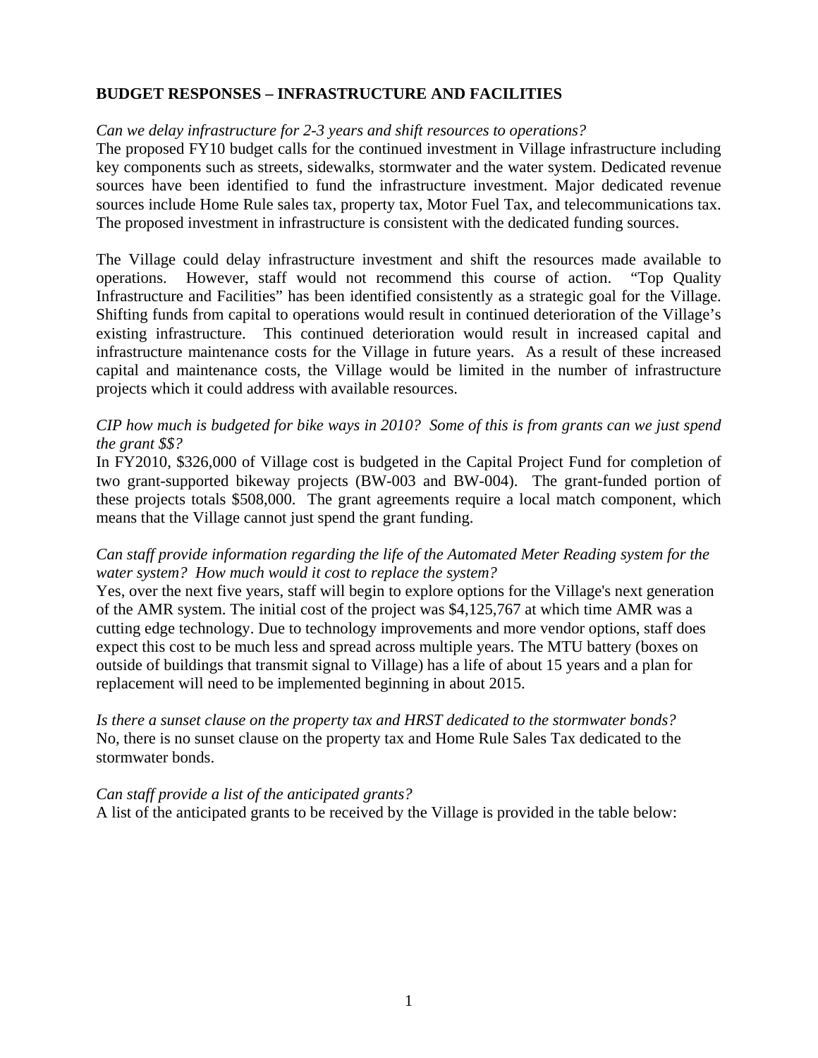**BUDGET RESPONSES – INFRASTRUCTURE AND FACILITIES**

*Can we delay infrastructure for 2-3 years and shift resources to operations?*

The proposed FY10 budget calls for the continued investment in Village infrastructure including key components such as streets, sidewalks, stormwater and the water system. Dedicated revenue sources have been identified to fund the infrastructure investment. Major dedicated revenue sources include Home Rule sales tax, property tax, Motor Fuel Tax, and telecommunications tax. The proposed investment in infrastructure is consistent with the dedicated funding sources.

The Village could delay infrastructure investment and shift the resources made available to operations. However, staff would not recommend this course of action. "Top Quality Infrastructure and Facilities" has been identified consistently as a strategic goal for the Village. Shifting funds from capital to operations would result in continued deterioration of the Village's existing infrastructure. This continued deterioration would result in increased capital and infrastructure maintenance costs for the Village in future years. As a result of these increased capital and maintenance costs, the Village would be limited in the number of infrastructure projects which it could address with available resources.

*CIP how much is budgeted for bike ways in 2010? Some of this is from grants can we just spend the grant $$?*

In FY2010, $326,000 of Village cost is budgeted in the Capital Project Fund for completion of two grant-supported bikeway projects (BW-003 and BW-004). The grant-funded portion of these projects totals $508,000. The grant agreements require a local match component, which means that the Village cannot just spend the grant funding.

*Can staff provide information regarding the life of the Automated Meter Reading system for the water system? How much would it cost to replace the system?*

Yes, over the next five years, staff will begin to explore options for the Village's next generation of the AMR system. The initial cost of the project was $4,125,767 at which time AMR was a cutting edge technology. Due to technology improvements and more vendor options, staff does expect this cost to be much less and spread across multiple years. The MTU battery (boxes on outside of buildings that transmit signal to Village) has a life of about 15 years and a plan for replacement will need to be implemented beginning in about 2015.

*Is there a sunset clause on the property tax and HRST dedicated to the stormwater bonds?*

No, there is no sunset clause on the property tax and Home Rule Sales Tax dedicated to the stormwater bonds.

*Can staff provide a list of the anticipated grants?*

A list of the anticipated grants to be received by the Village is provided in the table below: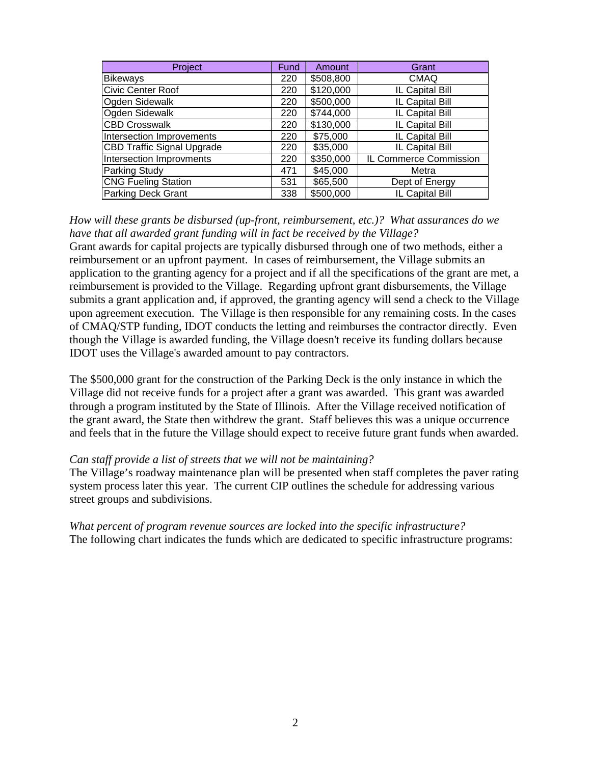| Project | Fund | Amount | Grant |
|---|---|---|---|
| Bikeways | 220 | $508,800 | CMAQ |
| Civic Center Roof | 220 | $120,000 | IL Capital Bill |
| Ogden Sidewalk | 220 | $500,000 | IL Capital Bill |
| Ogden Sidewalk | 220 | $744,000 | IL Capital Bill |
| CBD Crosswalk | 220 | $130,000 | IL Capital Bill |
| Intersection Improvements | 220 | $75,000 | IL Capital Bill |
| CBD Traffic Signal Upgrade | 220 | $35,000 | IL Capital Bill |
| Intersection Improvments | 220 | $350,000 | IL Commerce Commission |
| Parking Study | 471 | $45,000 | Metra |
| CNG Fueling Station | 531 | $65,500 | Dept of Energy |
| Parking Deck Grant | 338 | $500,000 | IL Capital Bill |

*How will these grants be disbursed (up-front, reimbursement, etc.)? What assurances do we have that all awarded grant funding will in fact be received by the Village?*
Grant awards for capital projects are typically disbursed through one of two methods, either a reimbursement or an upfront payment. In cases of reimbursement, the Village submits an application to the granting agency for a project and if all the specifications of the grant are met, a reimbursement is provided to the Village. Regarding upfront grant disbursements, the Village submits a grant application and, if approved, the granting agency will send a check to the Village upon agreement execution. The Village is then responsible for any remaining costs. In the cases of CMAQ/STP funding, IDOT conducts the letting and reimburses the contractor directly. Even though the Village is awarded funding, the Village doesn't receive its funding dollars because IDOT uses the Village's awarded amount to pay contractors.

The $500,000 grant for the construction of the Parking Deck is the only instance in which the Village did not receive funds for a project after a grant was awarded. This grant was awarded through a program instituted by the State of Illinois. After the Village received notification of the grant award, the State then withdrew the grant. Staff believes this was a unique occurrence and feels that in the future the Village should expect to receive future grant funds when awarded.

*Can staff provide a list of streets that we will not be maintaining?*
The Village's roadway maintenance plan will be presented when staff completes the paver rating system process later this year. The current CIP outlines the schedule for addressing various street groups and subdivisions.

*What percent of program revenue sources are locked into the specific infrastructure?*
The following chart indicates the funds which are dedicated to specific infrastructure programs: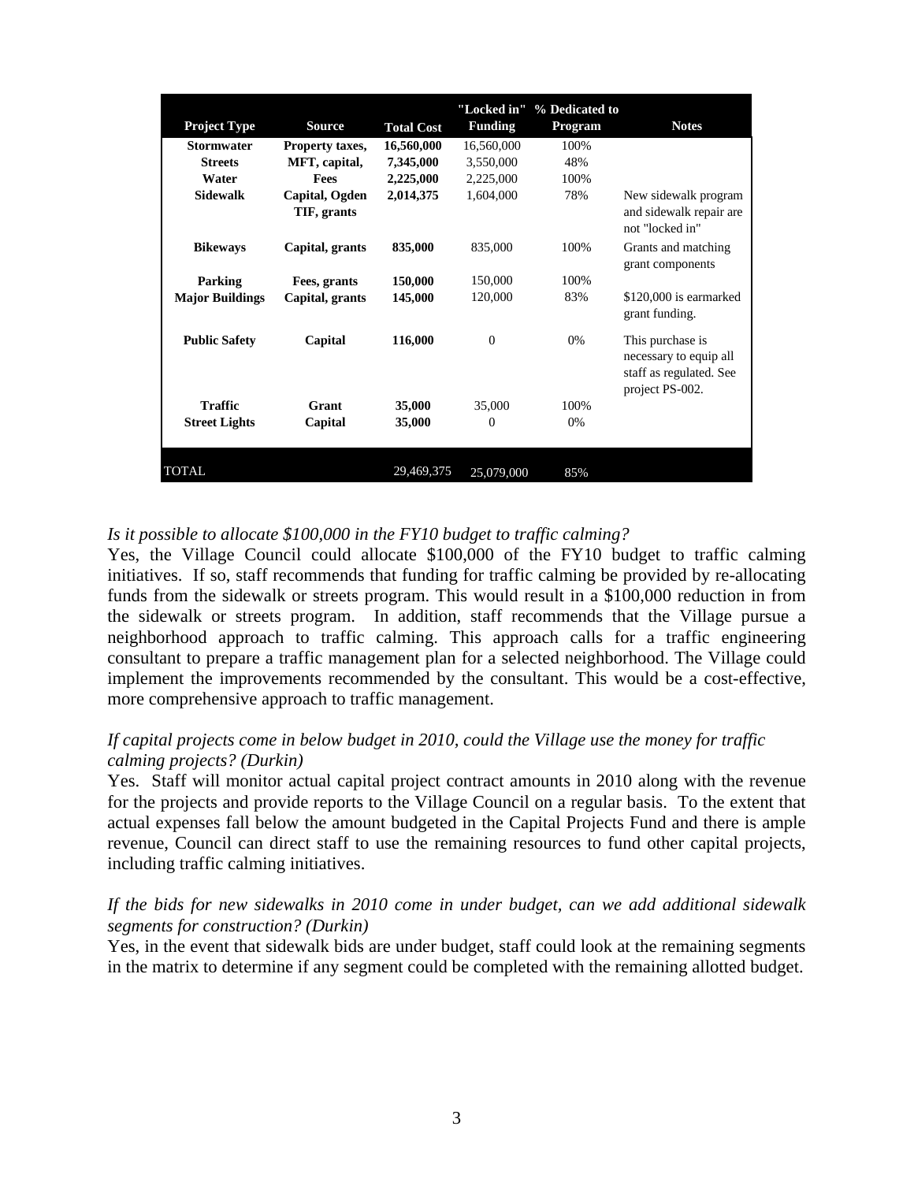| Project Type | Source | Total Cost | "Locked in" Funding | % Dedicated to Program | Notes |
|---|---|---|---|---|---|
| **Stormwater** | **Property taxes,** | **16,560,000** | 16,560,000 | 100% | |
| **Streets** | **MFT, capital,** | **7,345,000** | 3,550,000 | 48% | |
| **Water** | **Fees** | **2,225,000** | 2,225,000 | 100% | |
| **Sidewalk** | **Capital, Ogden TIF, grants** | **2,014,375** | 1,604,000 | 78% | New sidewalk program and sidewalk repair are not "locked in" |
| **Bikeways** | **Capital, grants** | **835,000** | 835,000 | 100% | Grants and matching grant components |
| **Parking** | **Fees, grants** | **150,000** | 150,000 | 100% | |
| **Major Buildings** | **Capital, grants** | **145,000** | 120,000 | 83% | $120,000 is earmarked grant funding. |
| **Public Safety** | **Capital** | **116,000** | 0 | 0% | This purchase is necessary to equip all staff as regulated. See project PS-002. |
| **Traffic** | **Grant** | **35,000** | 35,000 | 100% | |
| **Street Lights** | **Capital** | **35,000** | 0 | 0% | |
| TOTAL | | 29,469,375 | 25,079,000 | 85% | |

*Is it possible to allocate $100,000 in the FY10 budget to traffic calming?*

Yes, the Village Council could allocate $100,000 of the FY10 budget to traffic calming initiatives. If so, staff recommends that funding for traffic calming be provided by re-allocating funds from the sidewalk or streets program. This would result in a $100,000 reduction in from the sidewalk or streets program. In addition, staff recommends that the Village pursue a neighborhood approach to traffic calming. This approach calls for a traffic engineering consultant to prepare a traffic management plan for a selected neighborhood. The Village could implement the improvements recommended by the consultant. This would be a cost-effective, more comprehensive approach to traffic management.

*If capital projects come in below budget in 2010, could the Village use the money for traffic calming projects? (Durkin)*

Yes. Staff will monitor actual capital project contract amounts in 2010 along with the revenue for the projects and provide reports to the Village Council on a regular basis. To the extent that actual expenses fall below the amount budgeted in the Capital Projects Fund and there is ample revenue, Council can direct staff to use the remaining resources to fund other capital projects, including traffic calming initiatives.

*If the bids for new sidewalks in 2010 come in under budget, can we add additional sidewalk segments for construction? (Durkin)*

Yes, in the event that sidewalk bids are under budget, staff could look at the remaining segments in the matrix to determine if any segment could be completed with the remaining allotted budget.